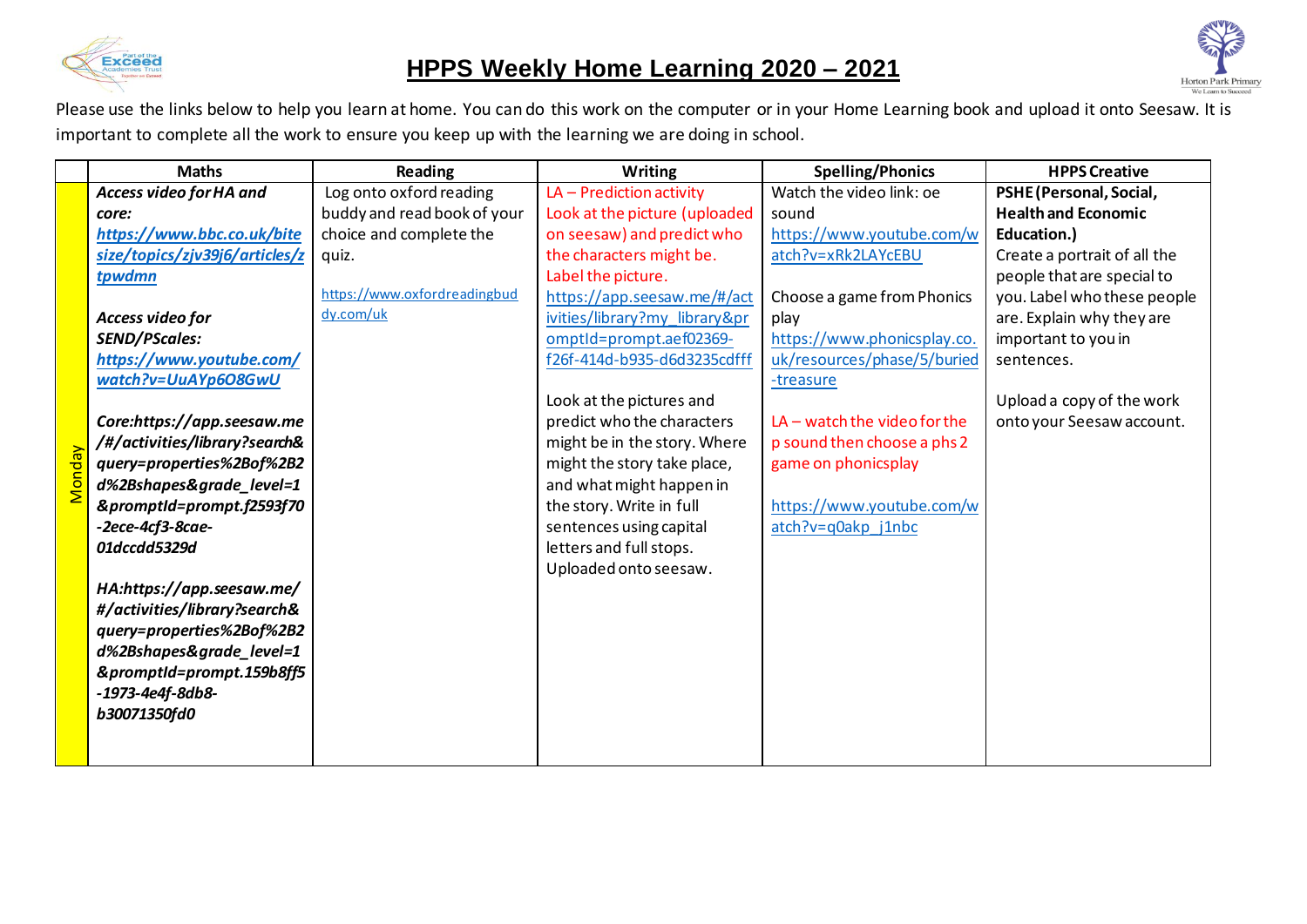# HPPS Weekly Home Learning 2020 – 2021

Please use the links below to help you learn at home. You can do this work on the computer or in your Home Learning book and upload it onto Seesaw. It is important to complete all the work to ensure you keep up with the learning we are doing in school.

| | Maths | Reading | Writing | Spelling/Phonics | HPPS Creative |
|---|---|---|---|---|---|
| Monday | ***Access video for HA and core:*** ***https://www.bbc.co.uk/bitesize/topics/zjv39j6/articles/ztpwdmn*** <br><br> ***Access video for SEND/PScales:*** ***https://www.youtube.com/watch?v=UuAYp6O8GwU*** <br><br> ***Core:https://app.seesaw.me/#/activities/library?search&query=properties%2Bof%2B2d%2Bshapes&grade_level=1&promptId=prompt.f2593f70-2ece-4cf3-8cae-01dccdd5329d*** <br><br> ***HA:https://app.seesaw.me/#/activities/library?search&query=properties%2Bof%2B2d%2Bshapes&grade_level=1&promptId=prompt.159b8ff5-1973-4e4f-8db8-b30071350fd0*** | Log onto oxford reading buddy and read book of your choice and complete the quiz. <br><br> https://www.oxfordreadingbuddy.com/uk | LA – Prediction activity Look at the picture (uploaded on seesaw) and predict who the characters might be. Label the picture. https://app.seesaw.me/#/activities/library?my_library&promptId=prompt.aef02369-f26f-414d-b935-d6d3235cdfff <br><br> Look at the pictures and predict who the characters might be in the story. Where might the story take place, and what might happen in the story. Write in full sentences using capital letters and full stops. Uploaded onto seesaw. | Watch the video link: oe sound https://www.youtube.com/watch?v=xRk2LAYcEBU <br><br> Choose a game from Phonics play https://www.phonicsplay.co.uk/resources/phase/5/buried-treasure <br><br> LA – watch the video for the p sound then choose a phs 2 game on phonicsplay <br><br> https://www.youtube.com/watch?v=q0akp_j1nbc | **PSHE (Personal, Social, Health and Economic Education.)** Create a portrait of all the people that are special to you. Label who these people are. Explain why they are important to you in sentences. <br><br> Upload a copy of the work onto your Seesaw account. |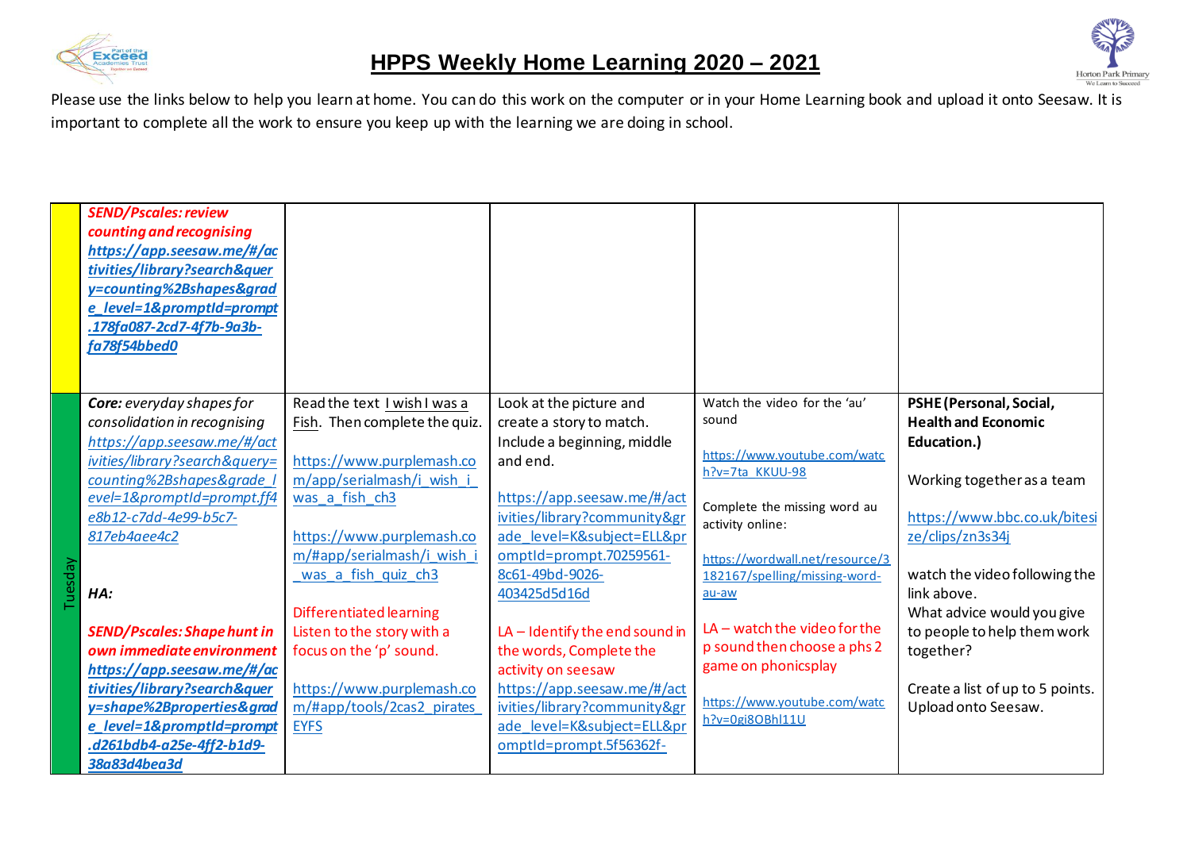# HPPS Weekly Home Learning 2020 – 2021

Please use the links below to help you learn at home. You can do this work on the computer or in your Home Learning book and upload it onto Seesaw. It is important to complete all the work to ensure you keep up with the learning we are doing in school.

| | | | | | |
|---|---|---|---|---|---|
| | ***SEND/Pscales: review counting and recognising*** ***https://app.seesaw.me/#/activities/library?search&query=counting%2Bshapes&grade_level=1&promptId=prompt.178fa087-2cd7-4f7b-9a3b-fa78f54bbed0*** | | | | |
| Tuesday | ***Core:*** *everyday shapes for consolidation in recognising* *https://app.seesaw.me/#/activities/library?search&query=counting%2Bshapes&grade_level=1&promptId=prompt.ff4e8b12-c7dd-4e99-b5c7-817eb4aee4c2*<br><br>***HA:***<br><br>***SEND/Pscales: Shape hunt in own immediate environment*** ***https://app.seesaw.me/#/activities/library?search&query=shape%2Bproperties&grade_level=1&promptId=prompt.d261bdb4-a25e-4ff2-b1d9-38a83d4bea3d*** | Read the text I wish I was a Fish. Then complete the quiz.<br><br>https://www.purplemash.com/app/serialmash/i_wish_i_was_a_fish_ch3<br><br>https://www.purplemash.com/#app/serialmash/i_wish_i_was_a_fish_quiz_ch3<br><br>Differentiated learning<br>Listen to the story with a focus on the 'p' sound.<br><br>https://www.purplemash.com/#app/tools/2cas2_pirates_EYFS | Look at the picture and create a story to match. Include a beginning, middle and end.<br><br>https://app.seesaw.me/#/activities/library?community&grade_level=K&subject=ELL&promptId=prompt.70259561-8c61-49bd-9026-403425d5d16d<br><br>LA – Identify the end sound in the words, Complete the activity on seesaw<br>https://app.seesaw.me/#/activities/library?community&grade_level=K&subject=ELL&promptId=prompt.5f56362f- | Watch the video for the 'au' sound<br><br>https://www.youtube.com/watch?v=7ta_KKUU-98<br><br>Complete the missing word au activity online:<br><br>https://wordwall.net/resource/3182167/spelling/missing-word-au-aw<br><br>LA – watch the video for the p sound then choose a phs 2 game on phonicsplay<br><br>https://www.youtube.com/watch?v=0gi8OBhl11U | **PSHE (Personal, Social, Health and Economic Education.)**<br><br>Working together as a team<br><br>https://www.bbc.co.uk/bitesize/clips/zn3s34j<br><br>watch the video following the link above.<br>What advice would you give to people to help them work together?<br><br>Create a list of up to 5 points. Upload onto Seesaw. |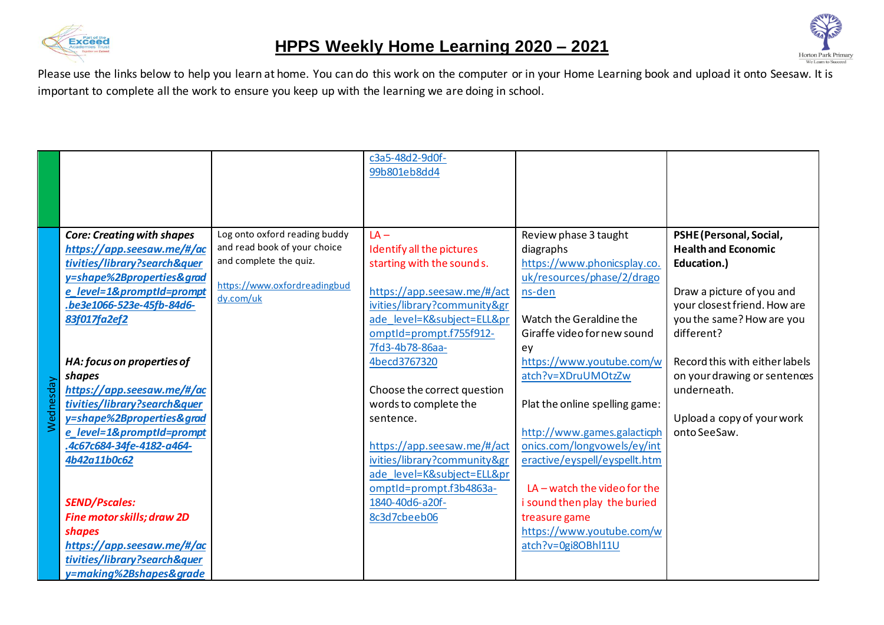# HPPS Weekly Home Learning 2020 – 2021

Please use the links below to help you learn at home. You can do this work on the computer or in your Home Learning book and upload it onto Seesaw. It is important to complete all the work to ensure you keep up with the learning we are doing in school.

| | | | | | |
|---|---|---|---|---|---|
| | | | c3a5-48d2-9d0f-99b801eb8dd4 | | |
| Wednesday | ***Core: Creating with shapes*** ***https://app.seesaw.me/#/activities/library?search&query=shape%2Bproperties&grade_level=1&promptId=prompt.be3e1066-523e-45fb-84d6-83f017fa2ef2*** <br><br> ***HA: focus on properties of shapes*** ***https://app.seesaw.me/#/activities/library?search&query=shape%2Bproperties&grade_level=1&promptId=prompt.4c67c684-34fe-4182-a464-4b42a11b0c62*** <br><br> ***SEND/Pscales: Fine motor skills; draw 2D shapes*** ***https://app.seesaw.me/#/activities/library?search&query=making%2Bshapes&grade*** | Log onto oxford reading buddy and read book of your choice and complete the quiz. <br><br> https://www.oxfordreadingbuddy.com/uk | LA – Identify all the pictures starting with the sound s. <br><br> https://app.seesaw.me/#/activities/library?community&grade_level=K&subject=ELL&promptId=prompt.f755f912-7fd3-4b78-86aa-4becd3767320 <br><br> Choose the correct question words to complete the sentence. <br><br> https://app.seesaw.me/#/activities/library?community&grade_level=K&subject=ELL&promptId=prompt.f3b4863a-1840-40d6-a20f-8c3d7cbeeb06 | Review phase 3 taught diagraphs https://www.phonicsplay.co.uk/resources/phase/2/dragons-den <br><br> Watch the Geraldine the Giraffe video for new sound ey https://www.youtube.com/watch?v=XDruUMOtzZw <br><br> Plat the online spelling game: <br><br> http://www.games.galacticphonics.com/longvowels/ey/interactive/eyspell/eyspellt.htm <br><br> LA – watch the video for the i sound then play the buried treasure game https://www.youtube.com/watch?v=0gi8OBhl11U | **PSHE (Personal, Social, Health and Economic Education.)** <br><br> Draw a picture of you and your closest friend. How are you the same? How are you different? <br><br> Record this with either labels on your drawing or sentences underneath. <br><br> Upload a copy of your work onto SeeSaw. |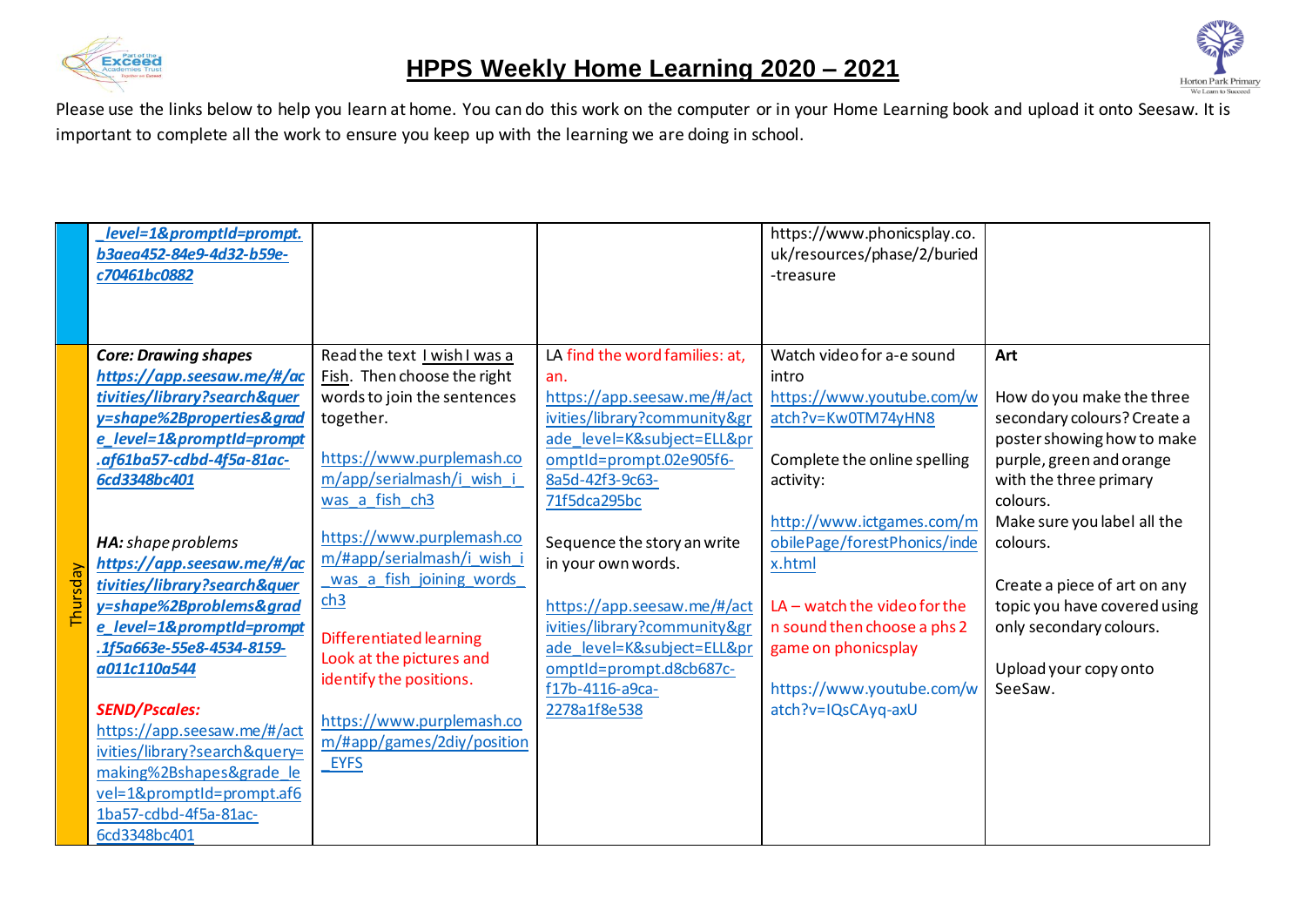# HPPS Weekly Home Learning 2020 – 2021

Please use the links below to help you learn at home. You can do this work on the computer or in your Home Learning book and upload it onto Seesaw. It is important to complete all the work to ensure you keep up with the learning we are doing in school.

| | | | | | |
|---|---|---|---|---|---|
| | ***_level=1&promptId=prompt.b3aea452-84e9-4d32-b59e-c70461bc0882*** | | | https://www.phonicsplay.co.uk/resources/phase/2/buried-treasure | |
| Thursday | ***Core: Drawing shapes*** ***https://app.seesaw.me/#/activities/library?search&query=shape%2Bproperties&grade_level=1&promptId=prompt.af61ba57-cdbd-4f5a-81ac-6cd3348bc401*** <br><br> ***HA:*** *shape problems* ***https://app.seesaw.me/#/activities/library?search&query=shape%2Bproblems&grade_level=1&promptId=prompt.1f5a663e-55e8-4534-8159-a011c110a544*** <br><br> ***SEND/Pscales:*** https://app.seesaw.me/#/activities/library?search&query=making%2Bshapes&grade_level=1&promptId=prompt.af61ba57-cdbd-4f5a-81ac-6cd3348bc401 | Read the text I wish I was a Fish. Then choose the right words to join the sentences together. <br><br> https://www.purplemash.com/app/serialmash/i_wish_i_was_a_fish_ch3 <br><br> https://www.purplemash.com/#app/serialmash/i_wish_i_was_a_fish_joining_words_ch3 <br><br> Differentiated learning Look at the pictures and identify the positions. <br><br> https://www.purplemash.com/#app/games/2diy/position_EYFS | LA find the word families: at, an. https://app.seesaw.me/#/activities/library?community&grade_level=K&subject=ELL&promptId=prompt.02e905f6-8a5d-42f3-9c63-71f5dca295bc <br><br> Sequence the story an write in your own words. <br><br> https://app.seesaw.me/#/activities/library?community&grade_level=K&subject=ELL&promptId=prompt.d8cb687c-f17b-4116-a9ca-2278a1f8e538 | Watch video for a-e sound intro https://www.youtube.com/watch?v=Kw0TM74yHN8 <br><br> Complete the online spelling activity: <br><br> http://www.ictgames.com/mobilePage/forestPhonics/index.html <br><br> LA – watch the video for the n sound then choose a phs 2 game on phonicsplay <br><br> https://www.youtube.com/watch?v=IQsCAyq-axU | **Art** <br><br> How do you make the three secondary colours? Create a poster showing how to make purple, green and orange with the three primary colours. Make sure you label all the colours. <br><br> Create a piece of art on any topic you have covered using only secondary colours. <br><br> Upload your copy onto SeeSaw. |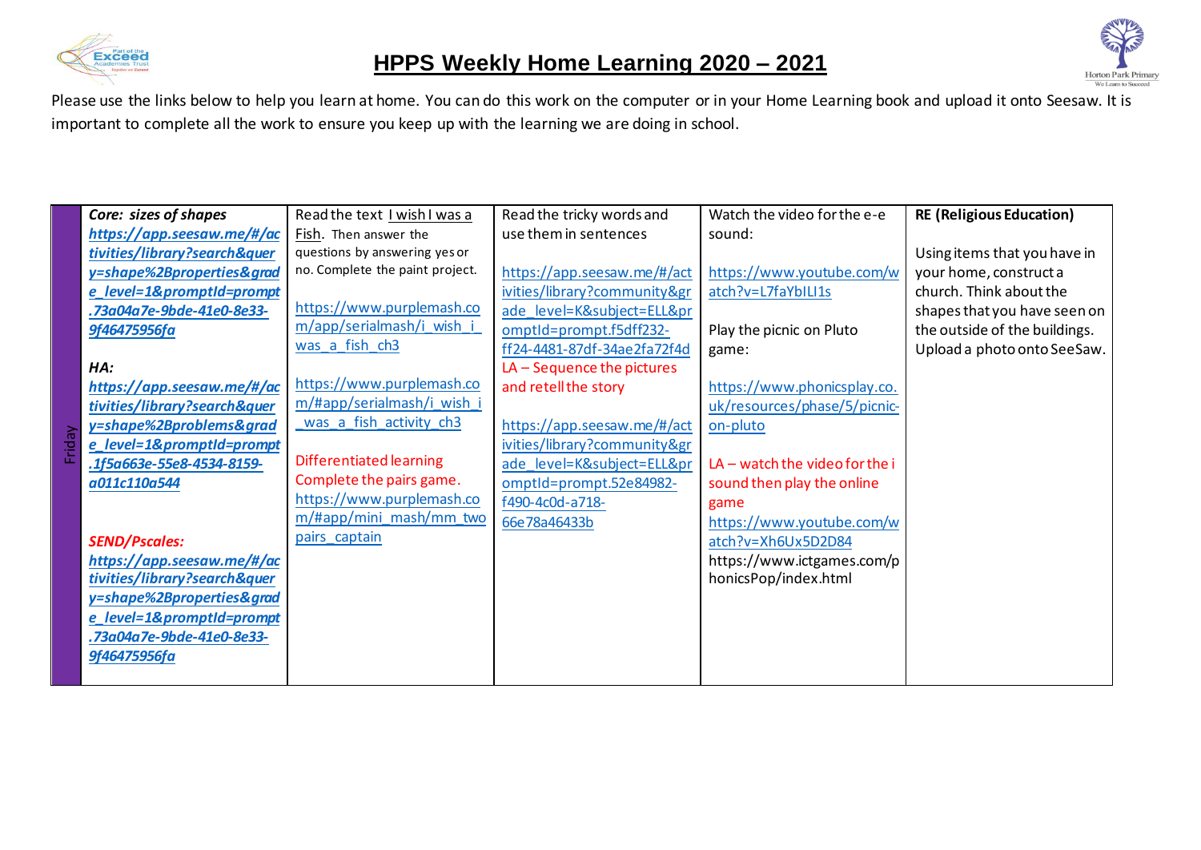# HPPS Weekly Home Learning 2020 – 2021

Please use the links below to help you learn at home. You can do this work on the computer or in your Home Learning book and upload it onto Seesaw. It is important to complete all the work to ensure you keep up with the learning we are doing in school.

| | | | | | |
|---|---|---|---|---|---|
| Friday | ***Core: sizes of shapes*** ***https://app.seesaw.me/#/activities/library?search&query=shape%2Bproperties&grade_level=1&promptId=prompt.73a04a7e-9bde-41e0-8e33-9f46475956fa*** ***HA:*** ***https://app.seesaw.me/#/activities/library?search&query=shape%2Bproblems&grade_level=1&promptId=prompt.1f5a663e-55e8-4534-8159-a011c110a544*** ***SEND/Pscales:*** ***https://app.seesaw.me/#/activities/library?search&query=shape%2Bproperties&grade_level=1&promptId=prompt.73a04a7e-9bde-41e0-8e33-9f46475956fa*** | Read the text I wish I was a Fish. Then answer the questions by answering yes or no. Complete the paint project. https://www.purplemash.com/app/serialmash/i_wish_i_was_a_fish_ch3 https://www.purplemash.com/#app/serialmash/i_wish_i_was_a_fish_activity_ch3 Differentiated learning Complete the pairs game. https://www.purplemash.com/#app/mini_mash/mm_two_pairs_captain | Read the tricky words and use them in sentences https://app.seesaw.me/#/activities/library?community&grade_level=K&subject=ELL&promptId=prompt.f5dff232-ff24-4481-87df-34ae2fa72f4d LA – Sequence the pictures and retell the story https://app.seesaw.me/#/activities/library?community&grade_level=K&subject=ELL&promptId=prompt.52e84982-f490-4c0d-a718-66e78a46433b | Watch the video for the e-e sound: https://www.youtube.com/watch?v=L7faYbILI1s Play the picnic on Pluto game: https://www.phonicsplay.co.uk/resources/phase/5/picnic-on-pluto LA – watch the video for the i sound then play the online game https://www.youtube.com/watch?v=Xh6Ux5D2D84 https://www.ictgames.com/phonicsPop/index.html | **RE (Religious Education)** Using items that you have in your home, construct a church. Think about the shapes that you have seen on the outside of the buildings. Upload a photo onto SeeSaw. |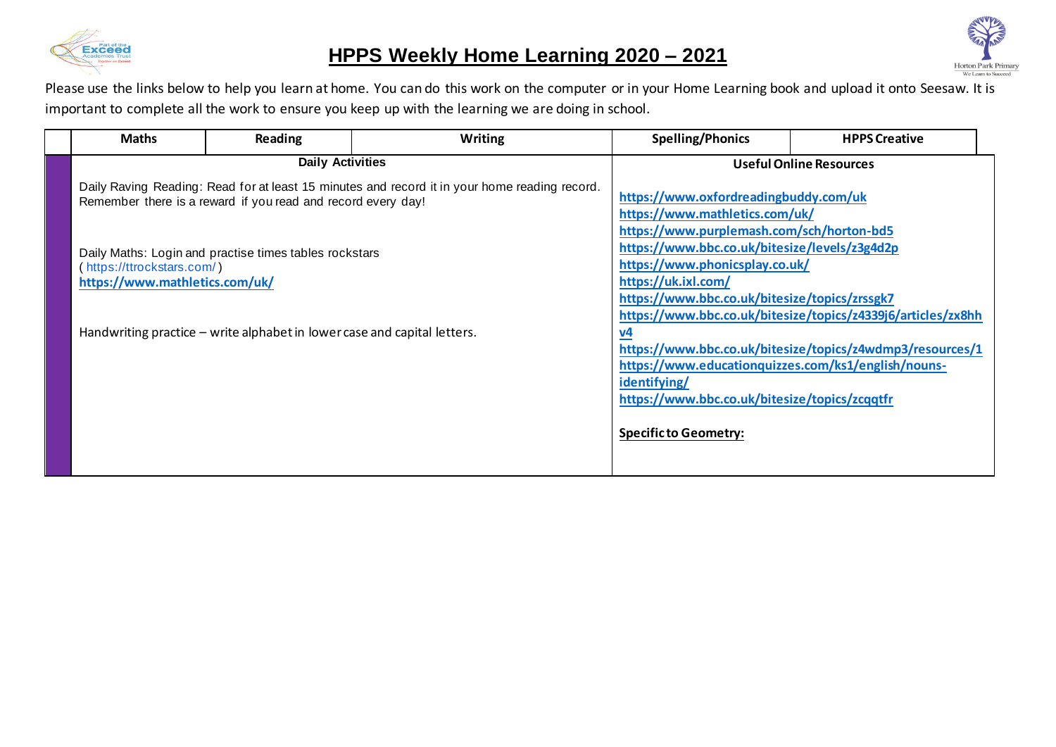# HPPS Weekly Home Learning 2020 – 2021

Please use the links below to help you learn at home. You can do this work on the computer or in your Home Learning book and upload it onto Seesaw. It is important to complete all the work to ensure you keep up with the learning we are doing in school.

| | Maths | Reading | Writing | Spelling/Phonics | HPPS Creative |
|---|---|---|---|---|---|
| | **Daily Activities** | | | **Useful Online Resources** | |
| | Daily Raving Reading: Read for at least 15 minutes and record it in your home reading record. Remember there is a reward if you read and record every day!<br><br>Daily Maths: Login and practise times tables rockstars ( https://ttrockstars.com/ )<br>**https://www.mathletics.com/uk/**<br><br>Handwriting practice – write alphabet in lower case and capital letters. | | | **https://www.oxfordreadingbuddy.com/uk**<br>**https://www.mathletics.com/uk/**<br>**https://www.purplemash.com/sch/horton-bd5**<br>**https://www.bbc.co.uk/bitesize/levels/z3g4d2p**<br>**https://www.phonicsplay.co.uk/**<br>**https://uk.ixl.com/**<br>**https://www.bbc.co.uk/bitesize/topics/zrssgk7**<br>**https://www.bbc.co.uk/bitesize/topics/z4339j6/articles/zx8hhv4**<br>**https://www.bbc.co.uk/bitesize/topics/z4wdmp3/resources/1**<br>**https://www.educationquizzes.com/ks1/english/nouns-identifying/**<br>**https://www.bbc.co.uk/bitesize/topics/zcqqtfr**<br><br>**Specific to Geometry:** | |